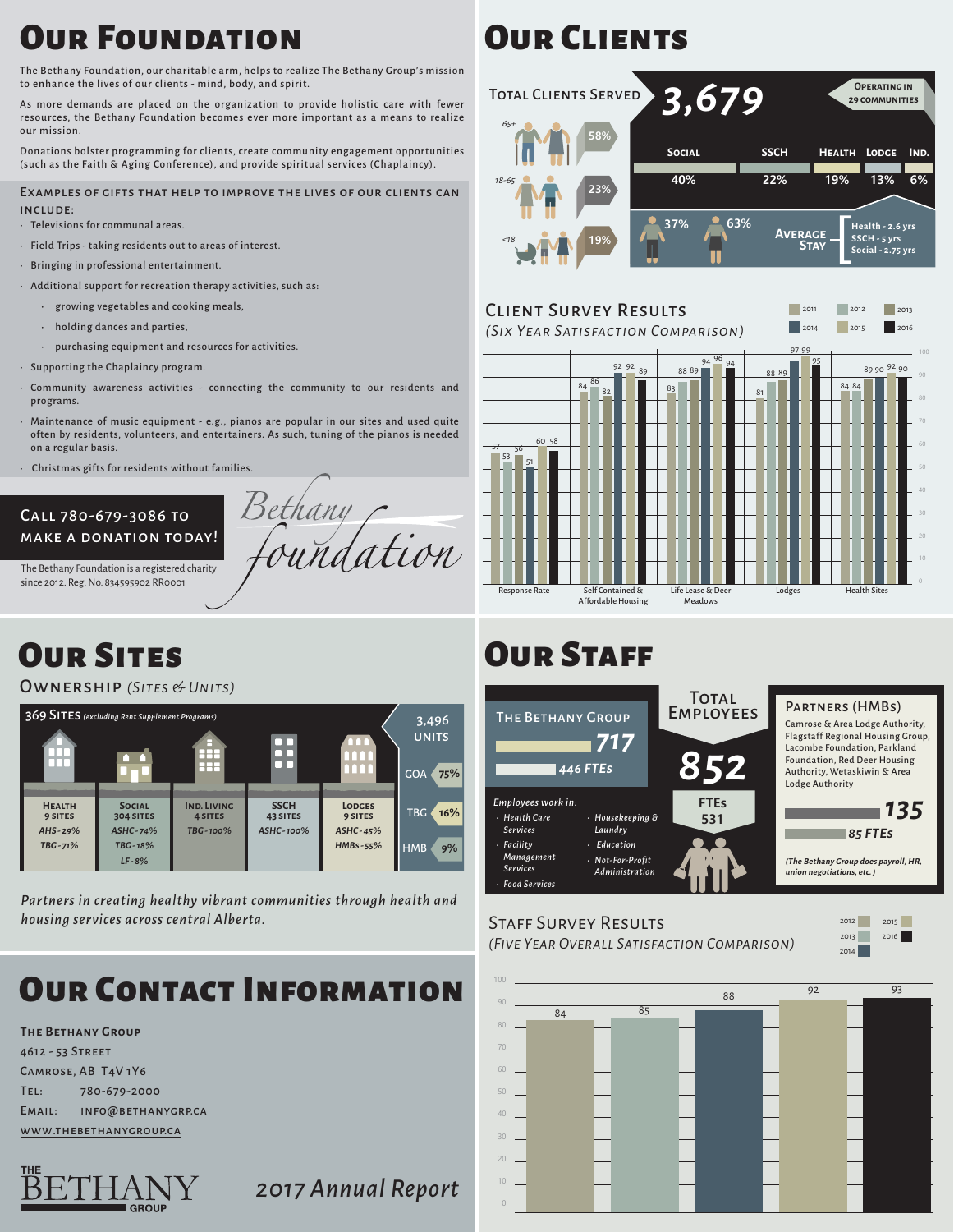# Our Foundation

The Bethany Foundation, our charitable arm, helps to realize The Bethany Group's mission to enhance the lives of our clients - mind, body, and spirit.

As more demands are placed on the organization to provide holistic care with fewer resources, the Bethany Foundation becomes ever more important as a means to realize our mission.

Donations bolster programming for clients, create community engagement opportunities (such as the Faith & Aging Conference), and provide spiritual services (Chaplaincy).

### Examples of gifts that help to improve the lives of our clients can include:

- Televisions for communal areas.
- Field Trips - taking residents out to areas of interest.
- Bringing in professional entertainment.
- Additional support for recreation therapy activities, such as:
  - growing vegetables and cooking meals,
  - holding dances and parties,
  - purchasing equipment and resources for activities.
- Supporting the Chaplaincy program.
- Community awareness activities - connecting the community to our residents and programs.
- Maintenance of music equipment - e.g., pianos are popular in our sites and used quite often by residents, volunteers, and entertainers. As such, tuning of the pianos is needed on a regular basis.
- Christmas gifts for residents without families.

**Call 780-679-3086 to make a donation today!**

The Bethany Foundation is a registered charity since 2012. Reg. No. 834595902 RR0001

*Bethany foundation*

# Our Clients

**Total Clients Served: 3,679**

**Operating in 29 communities**

| Age group | Share |
|---|---|
| 65+ | 58% |
| 18-65 | 23% |
| <18 | 19% |

| Social | SSCH | Health | Lodge | Ind. |
|---|---|---|---|---|
| 40% | 22% | 19% | 13% | 6% |

Male 37% / Female 63%

**Average Stay**
- Health - 2.6 yrs
- SSCH - 5 yrs
- Social - 2.75 yrs

## Client Survey Results
*(Six Year Satisfaction Comparison)*

| | 2011 | 2012 | 2013 | 2014 | 2015 | 2016 |
|---|---|---|---|---|---|---|
| Response Rate | 57 | 53 | 56 | 51 | 60 | 58 |
| Self Contained & Affordable Housing | 84 | 86 | 82 | 92 | 92 | 89 |
| Life Lease & Deer Meadows | 83 | 88 | 89 | 94 | 96 | 94 |
| Lodges | 81 | 88 | 89 | 97 | 99 | 95 |
| Health Sites | 84 | 84 | 89 | 90 | 92 | 90 |

# Our Sites

## Ownership *(Sites & Units)*

**369 Sites** *(excluding Rent Supplement Programs)*

| Health 9 sites | Social 304 sites | Ind. Living 4 sites | SSCH 43 sites | Lodges 9 sites |
|---|---|---|---|---|
| AHS - 29% | ASHC - 74% | TBG - 100% | ASHC - 100% | ASHC - 45% |
| TBG - 71% | TBG - 18% | | | HMBs - 55% |
| | LF - 8% | | | |

**3,496 Units**

| Owner | Share |
|---|---|
| GOA | 75% |
| TBG | 16% |
| HMB | 9% |

*Partners in creating healthy vibrant communities through health and housing services across central Alberta.*

# Our Staff

**Total Employees: 852**

**FTEs: 531**

**The Bethany Group**
- 717
- 446 FTEs

*Employees work in:*
- Health Care Services
- Facility Management Services
- Food Services
- Housekeeping & Laundry
- Education
- Not-For-Profit Administration

**Partners (HMBs)**

Camrose & Area Lodge Authority, Flagstaff Regional Housing Group, Lacombe Foundation, Parkland Foundation, Red Deer Housing Authority, Wetaskiwin & Area Lodge Authority

- 135
- 85 FTEs

*(The Bethany Group does payroll, HR, union negotiations, etc.)*

## Staff Survey Results
*(Five Year Overall Satisfaction Comparison)*

| 2012 | 2013 | 2014 | 2015 | 2016 |
|---|---|---|---|---|
| 84 | 85 | 88 | 92 | 93 |

# Our Contact Information

**The Bethany Group**
4612 - 53 Street
Camrose, AB T4V 1Y6
Tel: 780-679-2000
Email: info@bethanygrp.ca
www.thebethanygroup.ca

The Bethany Group

*2017 Annual Report*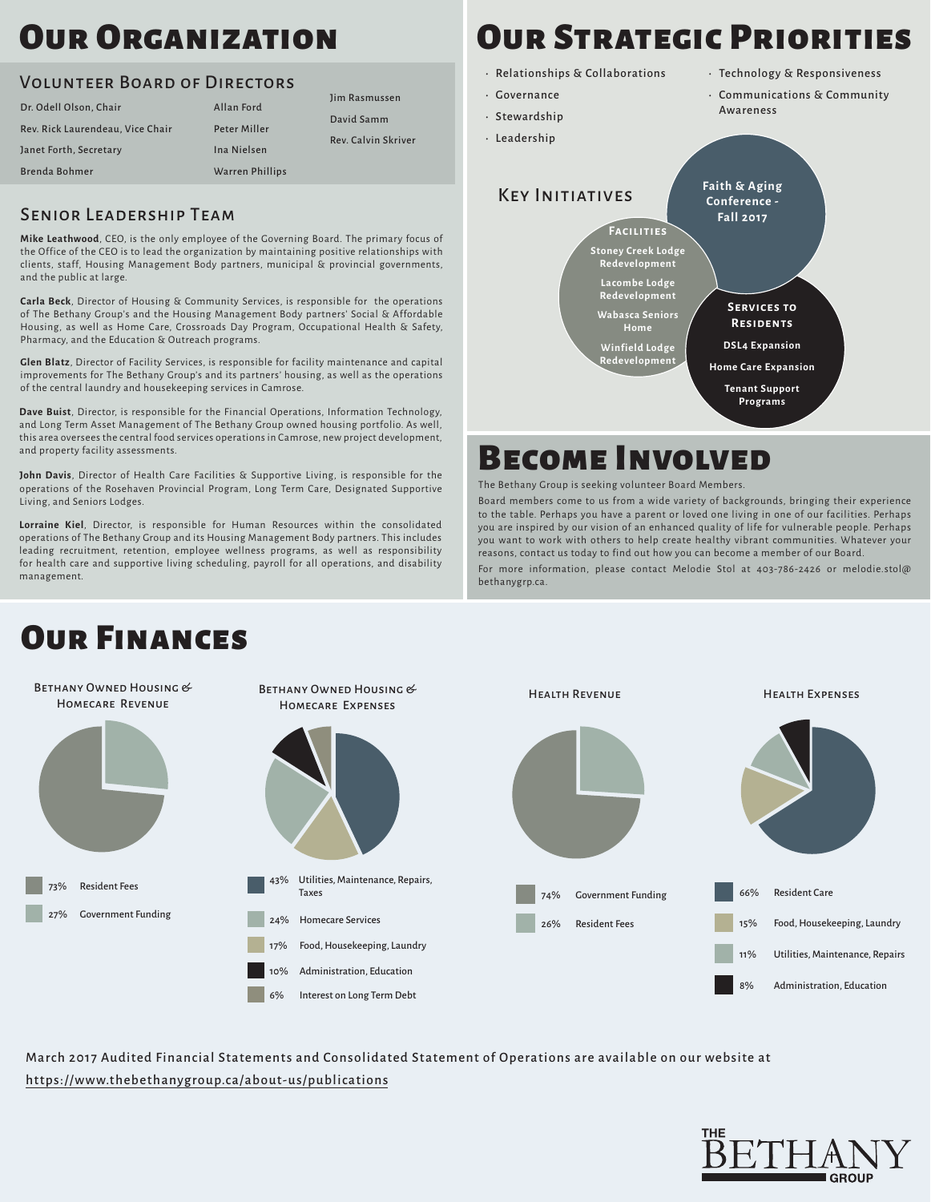# Our Organization

## Volunteer Board of Directors

Dr. Odell Olson, Chair
Rev. Rick Laurendeau, Vice Chair
Janet Forth, Secretary
Brenda Bohmer
Allan Ford
Peter Miller
Ina Nielsen
Warren Phillips
Jim Rasmussen
David Samm
Rev. Calvin Skriver

## Senior Leadership Team

**Mike Leathwood**, CEO, is the only employee of the Governing Board. The primary focus of the Office of the CEO is to lead the organization by maintaining positive relationships with clients, staff, Housing Management Body partners, municipal & provincial governments, and the public at large.

**Carla Beck**, Director of Housing & Community Services, is responsible for the operations of The Bethany Group's and the Housing Management Body partners' Social & Affordable Housing, as well as Home Care, Crossroads Day Program, Occupational Health & Safety, Pharmacy, and the Education & Outreach programs.

**Glen Blatz**, Director of Facility Services, is responsible for facility maintenance and capital improvements for The Bethany Group's and its partners' housing, as well as the operations of the central laundry and housekeeping services in Camrose.

**Dave Buist**, Director, is responsible for the Financial Operations, Information Technology, and Long Term Asset Management of The Bethany Group owned housing portfolio. As well, this area oversees the central food services operations in Camrose, new project development, and property facility assessments.

**John Davis**, Director of Health Care Facilities & Supportive Living, is responsible for the operations of the Rosehaven Provincial Program, Long Term Care, Designated Supportive Living, and Seniors Lodges.

**Lorraine Kiel**, Director, is responsible for Human Resources within the consolidated operations of The Bethany Group and its Housing Management Body partners. This includes leading recruitment, retention, employee wellness programs, as well as responsibility for health care and supportive living scheduling, payroll for all operations, and disability management.

# Our Strategic Priorities

- Relationships & Collaborations
- Governance
- Stewardship
- Leadership
- Technology & Responsiveness
- Communications & Community Awareness

## Key Initiatives

**Faith & Aging Conference - Fall 2017**

**Facilities**
- Stoney Creek Lodge Redevelopment
- Lacombe Lodge Redevelopment
- Wabasca Seniors Home
- Winfield Lodge Redevelopment

**Services to Residents**
- DSL4 Expansion
- Home Care Expansion
- Tenant Support Programs

# Become Involved

The Bethany Group is seeking volunteer Board Members.

Board members come to us from a wide variety of backgrounds, bringing their experience to the table. Perhaps you have a parent or loved one living in one of our facilities. Perhaps you are inspired by our vision of an enhanced quality of life for vulnerable people. Perhaps you want to work with others to help create healthy vibrant communities. Whatever your reasons, contact us today to find out how you can become a member of our Board.

For more information, please contact Melodie Stol at 403-786-2426 or melodie.stol@bethanygrp.ca.

# Our Finances

### Bethany Owned Housing & Homecare Revenue

73% Resident Fees
27% Government Funding

### Bethany Owned Housing & Homecare Expenses

43% Utilities, Maintenance, Repairs, Taxes
24% Homecare Services
17% Food, Housekeeping, Laundry
10% Administration, Education
6% Interest on Long Term Debt

### Health Revenue

74% Government Funding
26% Resident Fees

### Health Expenses

66% Resident Care
15% Food, Housekeeping, Laundry
11% Utilities, Maintenance, Repairs
8% Administration, Education

March 2017 Audited Financial Statements and Consolidated Statement of Operations are available on our website at https://www.thebethanygroup.ca/about-us/publications

THE BETHANY GROUP